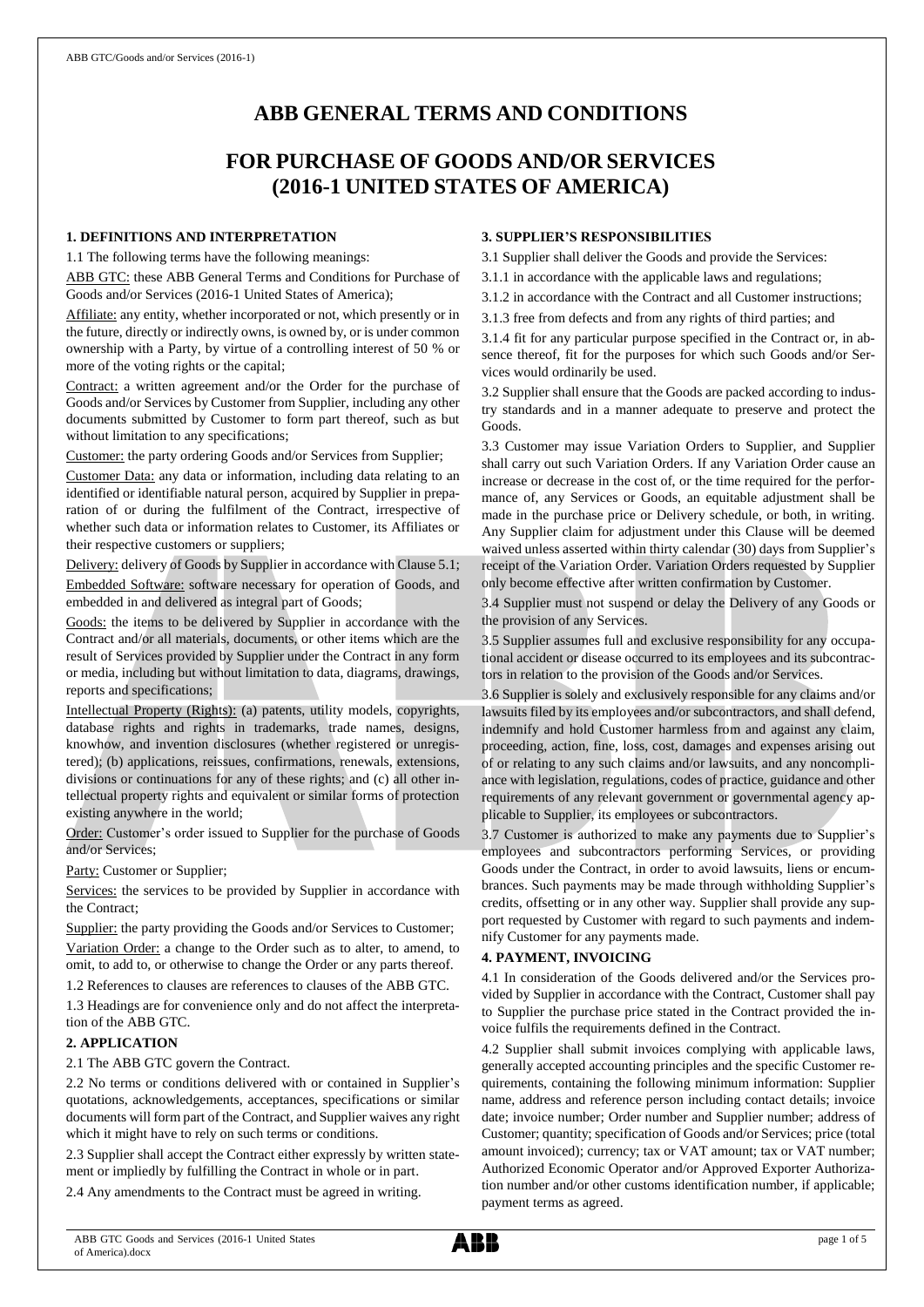# ABB GENERAL TERMS AND CONDITIONS

# FOR PURCHASE OF GOODS AND/OR SERVICES (2016-1 UNITED STATES OF AMERICA)

### 1. DEFINITIONS AND INTERPRETATION

1.1 The following terms have the following meanings:

ABB GTC: these ABB General Terms and Conditions for Purchase of Goods and/or Services (2016-1 United States of America);

Affiliate: any entity, whether incorporated or not, which presently or in the future, directly or indirectly owns, is owned by, or is under common ownership with a Party, by virtue of a controlling interest of 50 % or more of the voting rights or the capital;

Contract: a written agreement and/or the Order for the purchase of Goods and/or Services by Customer from Supplier, including any other documents submitted by Customer to form part thereof, such as but without limitation to any specifications;

Customer: the party ordering Goods and/or Services from Supplier;

Customer Data: any data or information, including data relating to an identified or identifiable natural person, acquired by Supplier in preparation of or during the fulfilment of the Contract, irrespective of whether such data or information relates to Customer, its Affiliates or their respective customers or suppliers;

Delivery: delivery of Goods by Supplier in accordance with Clause 5.1;

Embedded Software: software necessary for operation of Goods, and embedded in and delivered as integral part of Goods;

Goods: the items to be delivered by Supplier in accordance with the Contract and/or all materials, documents, or other items which are the result of Services provided by Supplier under the Contract in any form or media, including but without limitation to data, diagrams, drawings, reports and specifications;

Intellectual Property (Rights): (a) patents, utility models, copyrights, database rights and rights in trademarks, trade names, designs, knowhow, and invention disclosures (whether registered or unregistered); (b) applications, reissues, confirmations, renewals, extensions, divisions or continuations for any of these rights; and (c) all other intellectual property rights and equivalent or similar forms of protection existing anywhere in the world;

Order: Customer's order issued to Supplier for the purchase of Goods and/or Services;

Party: Customer or Supplier;

Services: the services to be provided by Supplier in accordance with the Contract;

Supplier: the party providing the Goods and/or Services to Customer;

Variation Order: a change to the Order such as to alter, to amend, to omit, to add to, or otherwise to change the Order or any parts thereof.

1.2 References to clauses are references to clauses of the ABB GTC.

1.3 Headings are for convenience only and do not affect the interpretation of the ABB GTC.

### 2. APPLICATION

2.1 The ABB GTC govern the Contract.

2.2 No terms or conditions delivered with or contained in Supplier's quotations, acknowledgements, acceptances, specifications or similar documents will form part of the Contract, and Supplier waives any right which it might have to rely on such terms or conditions.

2.3 Supplier shall accept the Contract either expressly by written statement or impliedly by fulfilling the Contract in whole or in part.

2.4 Any amendments to the Contract must be agreed in writing.

### 3. SUPPLIER'S RESPONSIBILITIES

3.1 Supplier shall deliver the Goods and provide the Services:

3.1.1 in accordance with the applicable laws and regulations;

3.1.2 in accordance with the Contract and all Customer instructions;

3.1.3 free from defects and from any rights of third parties; and

3.1.4 fit for any particular purpose specified in the Contract or, in absence thereof, fit for the purposes for which such Goods and/or Services would ordinarily be used.

3.2 Supplier shall ensure that the Goods are packed according to industry standards and in a manner adequate to preserve and protect the Goods.

3.3 Customer may issue Variation Orders to Supplier, and Supplier shall carry out such Variation Orders. If any Variation Order cause an increase or decrease in the cost of, or the time required for the performance of, any Services or Goods, an equitable adjustment shall be made in the purchase price or Delivery schedule, or both, in writing. Any Supplier claim for adjustment under this Clause will be deemed waived unless asserted within thirty calendar (30) days from Supplier's receipt of the Variation Order. Variation Orders requested by Supplier only become effective after written confirmation by Customer.

3.4 Supplier must not suspend or delay the Delivery of any Goods or the provision of any Services.

3.5 Supplier assumes full and exclusive responsibility for any occupational accident or disease occurred to its employees and its subcontractors in relation to the provision of the Goods and/or Services.

3.6 Supplier is solely and exclusively responsible for any claims and/or lawsuits filed by its employees and/or subcontractors, and shall defend, indemnify and hold Customer harmless from and against any claim, proceeding, action, fine, loss, cost, damages and expenses arising out of or relating to any such claims and/or lawsuits, and any noncompliance with legislation, regulations, codes of practice, guidance and other requirements of any relevant government or governmental agency applicable to Supplier, its employees or subcontractors.

3.7 Customer is authorized to make any payments due to Supplier's employees and subcontractors performing Services, or providing Goods under the Contract, in order to avoid lawsuits, liens or encumbrances. Such payments may be made through withholding Supplier's credits, offsetting or in any other way. Supplier shall provide any support requested by Customer with regard to such payments and indemnify Customer for any payments made.

### 4. PAYMENT, INVOICING

4.1 In consideration of the Goods delivered and/or the Services provided by Supplier in accordance with the Contract, Customer shall pay to Supplier the purchase price stated in the Contract provided the invoice fulfils the requirements defined in the Contract.

4.2 Supplier shall submit invoices complying with applicable laws, generally accepted accounting principles and the specific Customer requirements, containing the following minimum information: Supplier name, address and reference person including contact details; invoice date; invoice number; Order number and Supplier number; address of Customer; quantity; specification of Goods and/or Services; price (total amount invoiced); currency; tax or VAT amount; tax or VAT number; Authorized Economic Operator and/or Approved Exporter Authorization number and/or other customs identification number, if applicable; payment terms as agreed.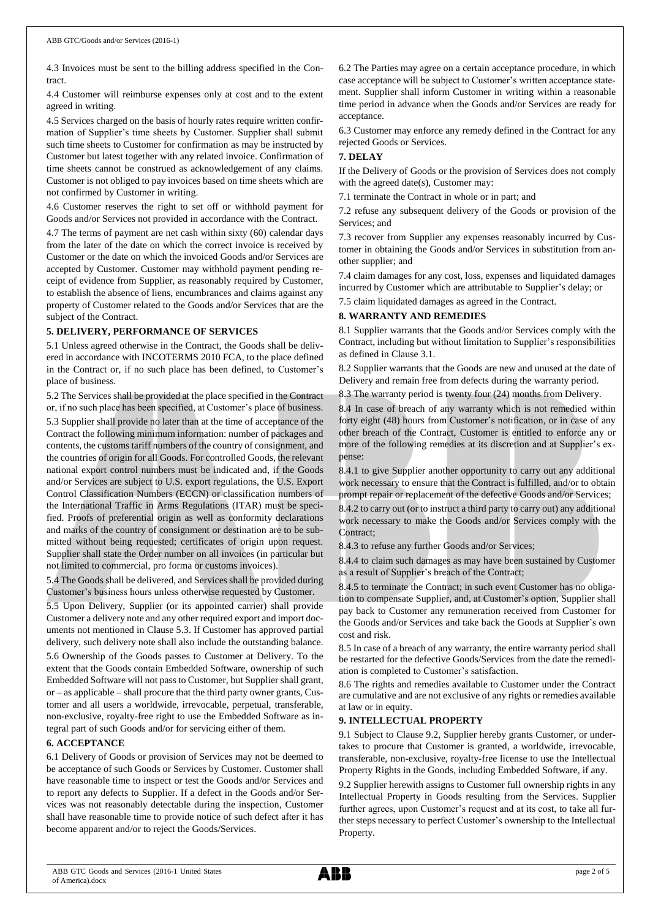4.3 Invoices must be sent to the billing address specified in the Contract.

4.4 Customer will reimburse expenses only at cost and to the extent agreed in writing.

4.5 Services charged on the basis of hourly rates require written confirmation of Supplier's time sheets by Customer. Supplier shall submit such time sheets to Customer for confirmation as may be instructed by Customer but latest together with any related invoice. Confirmation of time sheets cannot be construed as acknowledgement of any claims. Customer is not obliged to pay invoices based on time sheets which are not confirmed by Customer in writing.

4.6 Customer reserves the right to set off or withhold payment for Goods and/or Services not provided in accordance with the Contract.

4.7 The terms of payment are net cash within sixty (60) calendar days from the later of the date on which the correct invoice is received by Customer or the date on which the invoiced Goods and/or Services are accepted by Customer. Customer may withhold payment pending receipt of evidence from Supplier, as reasonably required by Customer, to establish the absence of liens, encumbrances and claims against any property of Customer related to the Goods and/or Services that are the subject of the Contract.

## 5. DELIVERY, PERFORMANCE OF SERVICES

5.1 Unless agreed otherwise in the Contract, the Goods shall be delivered in accordance with INCOTERMS 2010 FCA, to the place defined in the Contract or, if no such place has been defined, to Customer's place of business.

5.2 The Services shall be provided at the place specified in the Contract or, if no such place has been specified, at Customer's place of business.

5.3 Supplier shall provide no later than at the time of acceptance of the Contract the following minimum information: number of packages and contents, the customs tariff numbers of the country of consignment, and the countries of origin for all Goods. For controlled Goods, the relevant national export control numbers must be indicated and, if the Goods and/or Services are subject to U.S. export regulations, the U.S. Export Control Classification Numbers (ECCN) or classification numbers of the International Traffic in Arms Regulations (ITAR) must be specified. Proofs of preferential origin as well as conformity declarations and marks of the country of consignment or destination are to be submitted without being requested; certificates of origin upon request. Supplier shall state the Order number on all invoices (in particular but not limited to commercial, pro forma or customs invoices).

5.4 The Goods shall be delivered, and Services shall be provided during Customer's business hours unless otherwise requested by Customer.

5.5 Upon Delivery, Supplier (or its appointed carrier) shall provide Customer a delivery note and any other required export and import documents not mentioned in Clause 5.3. If Customer has approved partial delivery, such delivery note shall also include the outstanding balance.

5.6 Ownership of the Goods passes to Customer at Delivery. To the extent that the Goods contain Embedded Software, ownership of such Embedded Software will not pass to Customer, but Supplier shall grant, or – as applicable – shall procure that the third party owner grants, Customer and all users a worldwide, irrevocable, perpetual, transferable, non-exclusive, royalty-free right to use the Embedded Software as integral part of such Goods and/or for servicing either of them.

## 6. ACCEPTANCE

6.1 Delivery of Goods or provision of Services may not be deemed to be acceptance of such Goods or Services by Customer. Customer shall have reasonable time to inspect or test the Goods and/or Services and to report any defects to Supplier. If a defect in the Goods and/or Services was not reasonably detectable during the inspection, Customer shall have reasonable time to provide notice of such defect after it has become apparent and/or to reject the Goods/Services.

6.2 The Parties may agree on a certain acceptance procedure, in which case acceptance will be subject to Customer's written acceptance statement. Supplier shall inform Customer in writing within a reasonable time period in advance when the Goods and/or Services are ready for acceptance.

6.3 Customer may enforce any remedy defined in the Contract for any rejected Goods or Services.

## 7. DELAY

If the Delivery of Goods or the provision of Services does not comply with the agreed date(s), Customer may:

7.1 terminate the Contract in whole or in part; and

7.2 refuse any subsequent delivery of the Goods or provision of the Services; and

7.3 recover from Supplier any expenses reasonably incurred by Customer in obtaining the Goods and/or Services in substitution from another supplier; and

7.4 claim damages for any cost, loss, expenses and liquidated damages incurred by Customer which are attributable to Supplier's delay; or

7.5 claim liquidated damages as agreed in the Contract.

## 8. WARRANTY AND REMEDIES

8.1 Supplier warrants that the Goods and/or Services comply with the Contract, including but without limitation to Supplier's responsibilities as defined in Clause 3.1.

8.2 Supplier warrants that the Goods are new and unused at the date of Delivery and remain free from defects during the warranty period.

8.3 The warranty period is twenty four (24) months from Delivery.

8.4 In case of breach of any warranty which is not remedied within forty eight (48) hours from Customer's notification, or in case of any other breach of the Contract, Customer is entitled to enforce any or more of the following remedies at its discretion and at Supplier's expense:

8.4.1 to give Supplier another opportunity to carry out any additional work necessary to ensure that the Contract is fulfilled, and/or to obtain prompt repair or replacement of the defective Goods and/or Services;

8.4.2 to carry out (or to instruct a third party to carry out) any additional work necessary to make the Goods and/or Services comply with the Contract;

8.4.3 to refuse any further Goods and/or Services;

8.4.4 to claim such damages as may have been sustained by Customer as a result of Supplier's breach of the Contract;

8.4.5 to terminate the Contract; in such event Customer has no obligation to compensate Supplier, and, at Customer's option, Supplier shall pay back to Customer any remuneration received from Customer for the Goods and/or Services and take back the Goods at Supplier's own cost and risk.

8.5 In case of a breach of any warranty, the entire warranty period shall be restarted for the defective Goods/Services from the date the remediation is completed to Customer's satisfaction.

8.6 The rights and remedies available to Customer under the Contract are cumulative and are not exclusive of any rights or remedies available at law or in equity.

## 9. INTELLECTUAL PROPERTY

9.1 Subject to Clause 9.2, Supplier hereby grants Customer, or undertakes to procure that Customer is granted, a worldwide, irrevocable, transferable, non-exclusive, royalty-free license to use the Intellectual Property Rights in the Goods, including Embedded Software, if any.

9.2 Supplier herewith assigns to Customer full ownership rights in any Intellectual Property in Goods resulting from the Services. Supplier further agrees, upon Customer's request and at its cost, to take all further steps necessary to perfect Customer's ownership to the Intellectual Property.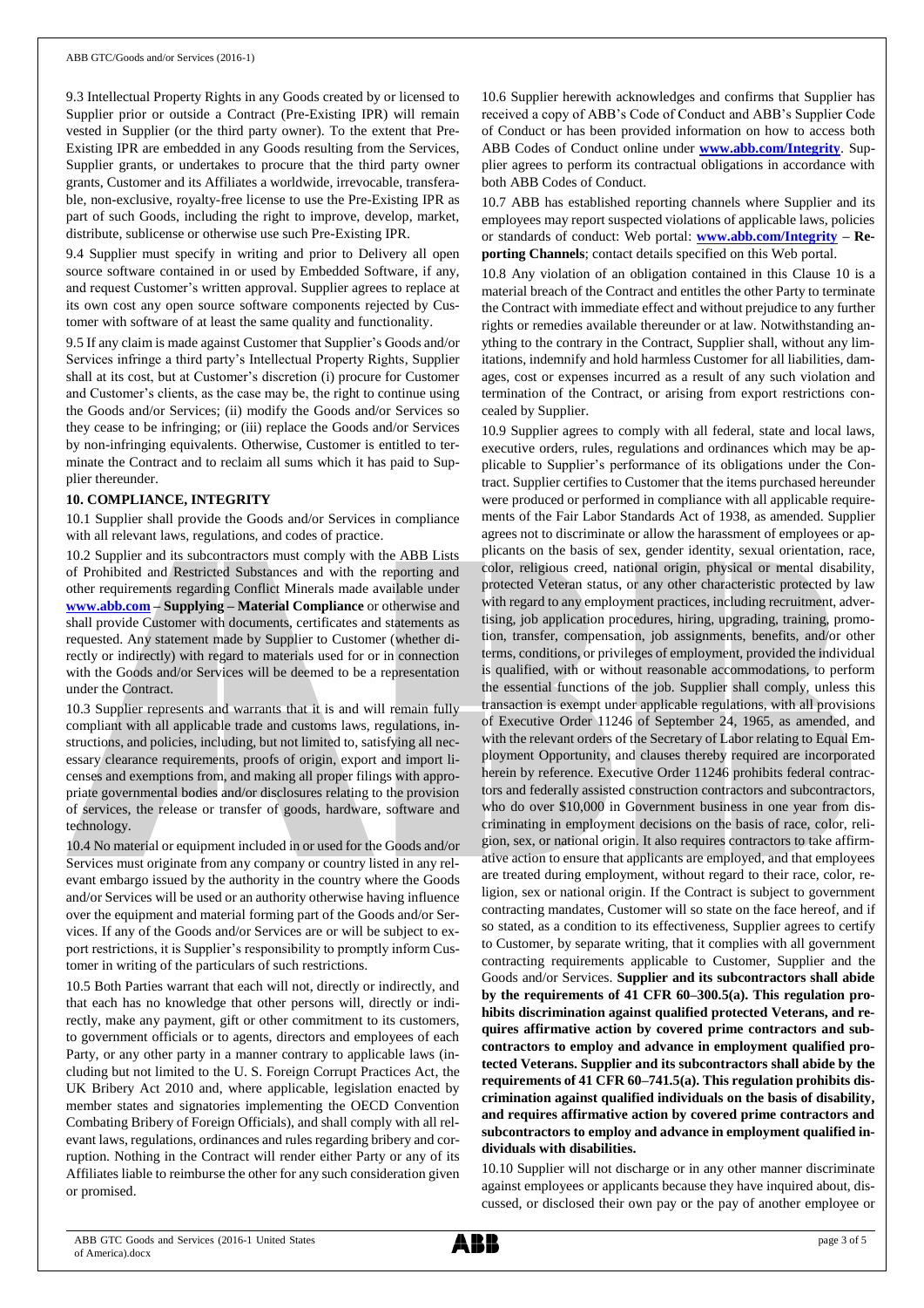9.3 Intellectual Property Rights in any Goods created by or licensed to Supplier prior or outside a Contract (Pre-Existing IPR) will remain vested in Supplier (or the third party owner). To the extent that Pre-Existing IPR are embedded in any Goods resulting from the Services, Supplier grants, or undertakes to procure that the third party owner grants, Customer and its Affiliates a worldwide, irrevocable, transferable, non-exclusive, royalty-free license to use the Pre-Existing IPR as part of such Goods, including the right to improve, develop, market, distribute, sublicense or otherwise use such Pre-Existing IPR.

9.4 Supplier must specify in writing and prior to Delivery all open source software contained in or used by Embedded Software, if any, and request Customer's written approval. Supplier agrees to replace at its own cost any open source software components rejected by Customer with software of at least the same quality and functionality.

9.5 If any claim is made against Customer that Supplier's Goods and/or Services infringe a third party's Intellectual Property Rights, Supplier shall at its cost, but at Customer's discretion (i) procure for Customer and Customer's clients, as the case may be, the right to continue using the Goods and/or Services; (ii) modify the Goods and/or Services so they cease to be infringing; or (iii) replace the Goods and/or Services by non-infringing equivalents. Otherwise, Customer is entitled to terminate the Contract and to reclaim all sums which it has paid to Supplier thereunder.

**10. COMPLIANCE, INTEGRITY**

10.1 Supplier shall provide the Goods and/or Services in compliance with all relevant laws, regulations, and codes of practice.

10.2 Supplier and its subcontractors must comply with the ABB Lists of Prohibited and Restricted Substances and with the reporting and other requirements regarding Conflict Minerals made available under **www.abb.com – Supplying – Material Compliance** or otherwise and shall provide Customer with documents, certificates and statements as requested. Any statement made by Supplier to Customer (whether directly or indirectly) with regard to materials used for or in connection with the Goods and/or Services will be deemed to be a representation under the Contract.

10.3 Supplier represents and warrants that it is and will remain fully compliant with all applicable trade and customs laws, regulations, instructions, and policies, including, but not limited to, satisfying all necessary clearance requirements, proofs of origin, export and import licenses and exemptions from, and making all proper filings with appropriate governmental bodies and/or disclosures relating to the provision of services, the release or transfer of goods, hardware, software and technology.

10.4 No material or equipment included in or used for the Goods and/or Services must originate from any company or country listed in any relevant embargo issued by the authority in the country where the Goods and/or Services will be used or an authority otherwise having influence over the equipment and material forming part of the Goods and/or Services. If any of the Goods and/or Services are or will be subject to export restrictions, it is Supplier's responsibility to promptly inform Customer in writing of the particulars of such restrictions.

10.5 Both Parties warrant that each will not, directly or indirectly, and that each has no knowledge that other persons will, directly or indirectly, make any payment, gift or other commitment to its customers, to government officials or to agents, directors and employees of each Party, or any other party in a manner contrary to applicable laws (including but not limited to the U. S. Foreign Corrupt Practices Act, the UK Bribery Act 2010 and, where applicable, legislation enacted by member states and signatories implementing the OECD Convention Combating Bribery of Foreign Officials), and shall comply with all relevant laws, regulations, ordinances and rules regarding bribery and corruption. Nothing in the Contract will render either Party or any of its Affiliates liable to reimburse the other for any such consideration given or promised.

10.6 Supplier herewith acknowledges and confirms that Supplier has received a copy of ABB's Code of Conduct and ABB's Supplier Code of Conduct or has been provided information on how to access both ABB Codes of Conduct online under **www.abb.com/Integrity**. Supplier agrees to perform its contractual obligations in accordance with both ABB Codes of Conduct.

10.7 ABB has established reporting channels where Supplier and its employees may report suspected violations of applicable laws, policies or standards of conduct: Web portal: **www.abb.com/Integrity – Reporting Channels**; contact details specified on this Web portal.

10.8 Any violation of an obligation contained in this Clause 10 is a material breach of the Contract and entitles the other Party to terminate the Contract with immediate effect and without prejudice to any further rights or remedies available thereunder or at law. Notwithstanding anything to the contrary in the Contract, Supplier shall, without any limitations, indemnify and hold harmless Customer for all liabilities, damages, cost or expenses incurred as a result of any such violation and termination of the Contract, or arising from export restrictions concealed by Supplier.

10.9 Supplier agrees to comply with all federal, state and local laws, executive orders, rules, regulations and ordinances which may be applicable to Supplier's performance of its obligations under the Contract. Supplier certifies to Customer that the items purchased hereunder were produced or performed in compliance with all applicable requirements of the Fair Labor Standards Act of 1938, as amended. Supplier agrees not to discriminate or allow the harassment of employees or applicants on the basis of sex, gender identity, sexual orientation, race, color, religious creed, national origin, physical or mental disability, protected Veteran status, or any other characteristic protected by law with regard to any employment practices, including recruitment, advertising, job application procedures, hiring, upgrading, training, promotion, transfer, compensation, job assignments, benefits, and/or other terms, conditions, or privileges of employment, provided the individual is qualified, with or without reasonable accommodations, to perform the essential functions of the job. Supplier shall comply, unless this transaction is exempt under applicable regulations, with all provisions of Executive Order 11246 of September 24, 1965, as amended, and with the relevant orders of the Secretary of Labor relating to Equal Employment Opportunity, and clauses thereby required are incorporated herein by reference. Executive Order 11246 prohibits federal contractors and federally assisted construction contractors and subcontractors, who do over $10,000 in Government business in one year from discriminating in employment decisions on the basis of race, color, religion, sex, or national origin. It also requires contractors to take affirmative action to ensure that applicants are employed, and that employees are treated during employment, without regard to their race, color, religion, sex or national origin. If the Contract is subject to government contracting mandates, Customer will so state on the face hereof, and if so stated, as a condition to its effectiveness, Supplier agrees to certify to Customer, by separate writing, that it complies with all government contracting requirements applicable to Customer, Supplier and the Goods and/or Services. **Supplier and its subcontractors shall abide by the requirements of 41 CFR 60–300.5(a). This regulation prohibits discrimination against qualified protected Veterans, and requires affirmative action by covered prime contractors and subcontractors to employ and advance in employment qualified protected Veterans. Supplier and its subcontractors shall abide by the requirements of 41 CFR 60–741.5(a). This regulation prohibits discrimination against qualified individuals on the basis of disability, and requires affirmative action by covered prime contractors and subcontractors to employ and advance in employment qualified individuals with disabilities.**

10.10 Supplier will not discharge or in any other manner discriminate against employees or applicants because they have inquired about, discussed, or disclosed their own pay or the pay of another employee or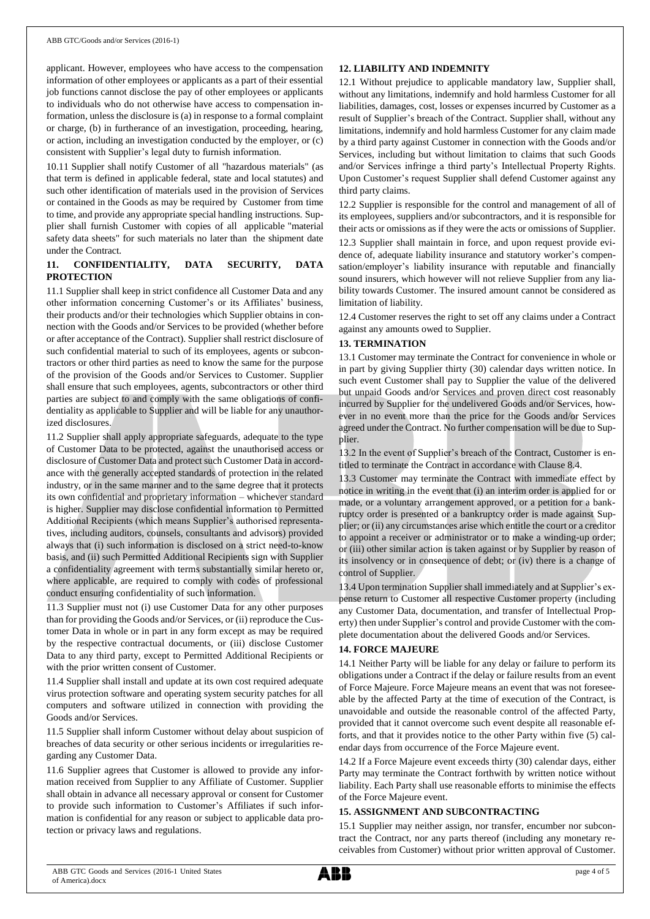applicant. However, employees who have access to the compensation information of other employees or applicants as a part of their essential job functions cannot disclose the pay of other employees or applicants to individuals who do not otherwise have access to compensation information, unless the disclosure is (a) in response to a formal complaint or charge, (b) in furtherance of an investigation, proceeding, hearing, or action, including an investigation conducted by the employer, or (c) consistent with Supplier's legal duty to furnish information.

10.11 Supplier shall notify Customer of all "hazardous materials" (as that term is defined in applicable federal, state and local statutes) and such other identification of materials used in the provision of Services or contained in the Goods as may be required by Customer from time to time, and provide any appropriate special handling instructions. Supplier shall furnish Customer with copies of all applicable "material safety data sheets" for such materials no later than the shipment date under the Contract.

## 11. CONFIDENTIALITY, DATA SECURITY, DATA PROTECTION

11.1 Supplier shall keep in strict confidence all Customer Data and any other information concerning Customer's or its Affiliates' business, their products and/or their technologies which Supplier obtains in connection with the Goods and/or Services to be provided (whether before or after acceptance of the Contract). Supplier shall restrict disclosure of such confidential material to such of its employees, agents or subcontractors or other third parties as need to know the same for the purpose of the provision of the Goods and/or Services to Customer. Supplier shall ensure that such employees, agents, subcontractors or other third parties are subject to and comply with the same obligations of confidentiality as applicable to Supplier and will be liable for any unauthorized disclosures.

11.2 Supplier shall apply appropriate safeguards, adequate to the type of Customer Data to be protected, against the unauthorised access or disclosure of Customer Data and protect such Customer Data in accordance with the generally accepted standards of protection in the related industry, or in the same manner and to the same degree that it protects its own confidential and proprietary information – whichever standard is higher. Supplier may disclose confidential information to Permitted Additional Recipients (which means Supplier's authorised representatives, including auditors, counsels, consultants and advisors) provided always that (i) such information is disclosed on a strict need-to-know basis, and (ii) such Permitted Additional Recipients sign with Supplier a confidentiality agreement with terms substantially similar hereto or, where applicable, are required to comply with codes of professional conduct ensuring confidentiality of such information.

11.3 Supplier must not (i) use Customer Data for any other purposes than for providing the Goods and/or Services, or (ii) reproduce the Customer Data in whole or in part in any form except as may be required by the respective contractual documents, or (iii) disclose Customer Data to any third party, except to Permitted Additional Recipients or with the prior written consent of Customer.

11.4 Supplier shall install and update at its own cost required adequate virus protection software and operating system security patches for all computers and software utilized in connection with providing the Goods and/or Services.

11.5 Supplier shall inform Customer without delay about suspicion of breaches of data security or other serious incidents or irregularities regarding any Customer Data.

11.6 Supplier agrees that Customer is allowed to provide any information received from Supplier to any Affiliate of Customer. Supplier shall obtain in advance all necessary approval or consent for Customer to provide such information to Customer's Affiliates if such information is confidential for any reason or subject to applicable data protection or privacy laws and regulations.

## 12. LIABILITY AND INDEMNITY

12.1 Without prejudice to applicable mandatory law, Supplier shall, without any limitations, indemnify and hold harmless Customer for all liabilities, damages, cost, losses or expenses incurred by Customer as a result of Supplier's breach of the Contract. Supplier shall, without any limitations, indemnify and hold harmless Customer for any claim made by a third party against Customer in connection with the Goods and/or Services, including but without limitation to claims that such Goods and/or Services infringe a third party's Intellectual Property Rights. Upon Customer's request Supplier shall defend Customer against any third party claims.

12.2 Supplier is responsible for the control and management of all of its employees, suppliers and/or subcontractors, and it is responsible for their acts or omissions as if they were the acts or omissions of Supplier.

12.3 Supplier shall maintain in force, and upon request provide evidence of, adequate liability insurance and statutory worker's compensation/employer's liability insurance with reputable and financially sound insurers, which however will not relieve Supplier from any liability towards Customer. The insured amount cannot be considered as limitation of liability.

12.4 Customer reserves the right to set off any claims under a Contract against any amounts owed to Supplier.

## 13. TERMINATION

13.1 Customer may terminate the Contract for convenience in whole or in part by giving Supplier thirty (30) calendar days written notice. In such event Customer shall pay to Supplier the value of the delivered but unpaid Goods and/or Services and proven direct cost reasonably incurred by Supplier for the undelivered Goods and/or Services, however in no event more than the price for the Goods and/or Services agreed under the Contract. No further compensation will be due to Supplier.

13.2 In the event of Supplier's breach of the Contract, Customer is entitled to terminate the Contract in accordance with Clause 8.4.

13.3 Customer may terminate the Contract with immediate effect by notice in writing in the event that (i) an interim order is applied for or made, or a voluntary arrangement approved, or a petition for a bankruptcy order is presented or a bankruptcy order is made against Supplier; or (ii) any circumstances arise which entitle the court or a creditor to appoint a receiver or administrator or to make a winding-up order; or (iii) other similar action is taken against or by Supplier by reason of its insolvency or in consequence of debt; or (iv) there is a change of control of Supplier.

13.4 Upon termination Supplier shall immediately and at Supplier's expense return to Customer all respective Customer property (including any Customer Data, documentation, and transfer of Intellectual Property) then under Supplier's control and provide Customer with the complete documentation about the delivered Goods and/or Services.

## 14. FORCE MAJEURE

14.1 Neither Party will be liable for any delay or failure to perform its obligations under a Contract if the delay or failure results from an event of Force Majeure. Force Majeure means an event that was not foreseeable by the affected Party at the time of execution of the Contract, is unavoidable and outside the reasonable control of the affected Party, provided that it cannot overcome such event despite all reasonable efforts, and that it provides notice to the other Party within five (5) calendar days from occurrence of the Force Majeure event.

14.2 If a Force Majeure event exceeds thirty (30) calendar days, either Party may terminate the Contract forthwith by written notice without liability. Each Party shall use reasonable efforts to minimise the effects of the Force Majeure event.

## 15. ASSIGNMENT AND SUBCONTRACTING

15.1 Supplier may neither assign, nor transfer, encumber nor subcontract the Contract, nor any parts thereof (including any monetary receivables from Customer) without prior written approval of Customer.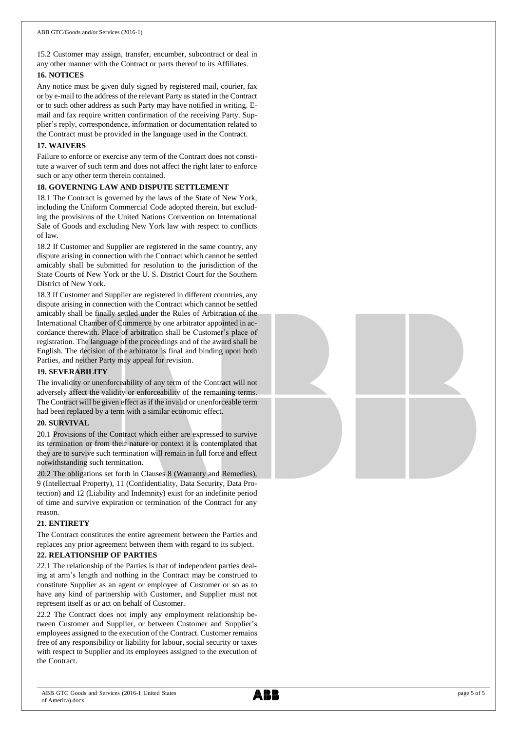15.2 Customer may assign, transfer, encumber, subcontract or deal in any other manner with the Contract or parts thereof to its Affiliates.

## 16. NOTICES

Any notice must be given duly signed by registered mail, courier, fax or by e-mail to the address of the relevant Party as stated in the Contract or to such other address as such Party may have notified in writing. E-mail and fax require written confirmation of the receiving Party. Supplier's reply, correspondence, information or documentation related to the Contract must be provided in the language used in the Contract.

## 17. WAIVERS

Failure to enforce or exercise any term of the Contract does not constitute a waiver of such term and does not affect the right later to enforce such or any other term therein contained.

## 18. GOVERNING LAW AND DISPUTE SETTLEMENT

18.1 The Contract is governed by the laws of the State of New York, including the Uniform Commercial Code adopted therein, but excluding the provisions of the United Nations Convention on International Sale of Goods and excluding New York law with respect to conflicts of law.

18.2 If Customer and Supplier are registered in the same country, any dispute arising in connection with the Contract which cannot be settled amicably shall be submitted for resolution to the jurisdiction of the State Courts of New York or the U. S. District Court for the Southern District of New York.

18.3 If Customer and Supplier are registered in different countries, any dispute arising in connection with the Contract which cannot be settled amicably shall be finally settled under the Rules of Arbitration of the International Chamber of Commerce by one arbitrator appointed in accordance therewith. Place of arbitration shall be Customer's place of registration. The language of the proceedings and of the award shall be English. The decision of the arbitrator is final and binding upon both Parties, and neither Party may appeal for revision.

## 19. SEVERABILITY

The invalidity or unenforceability of any term of the Contract will not adversely affect the validity or enforceability of the remaining terms. The Contract will be given effect as if the invalid or unenforceable term had been replaced by a term with a similar economic effect.

## 20. SURVIVAL

20.1 Provisions of the Contract which either are expressed to survive its termination or from their nature or context it is contemplated that they are to survive such termination will remain in full force and effect notwithstanding such termination.

20.2 The obligations set forth in Clauses 8 (Warranty and Remedies), 9 (Intellectual Property), 11 (Confidentiality, Data Security, Data Protection) and 12 (Liability and Indemnity) exist for an indefinite period of time and survive expiration or termination of the Contract for any reason.

## 21. ENTIRETY

The Contract constitutes the entire agreement between the Parties and replaces any prior agreement between them with regard to its subject.

## 22. RELATIONSHIP OF PARTIES

22.1 The relationship of the Parties is that of independent parties dealing at arm's length and nothing in the Contract may be construed to constitute Supplier as an agent or employee of Customer or so as to have any kind of partnership with Customer, and Supplier must not represent itself as or act on behalf of Customer.

22.2 The Contract does not imply any employment relationship between Customer and Supplier, or between Customer and Supplier's employees assigned to the execution of the Contract. Customer remains free of any responsibility or liability for labour, social security or taxes with respect to Supplier and its employees assigned to the execution of the Contract.